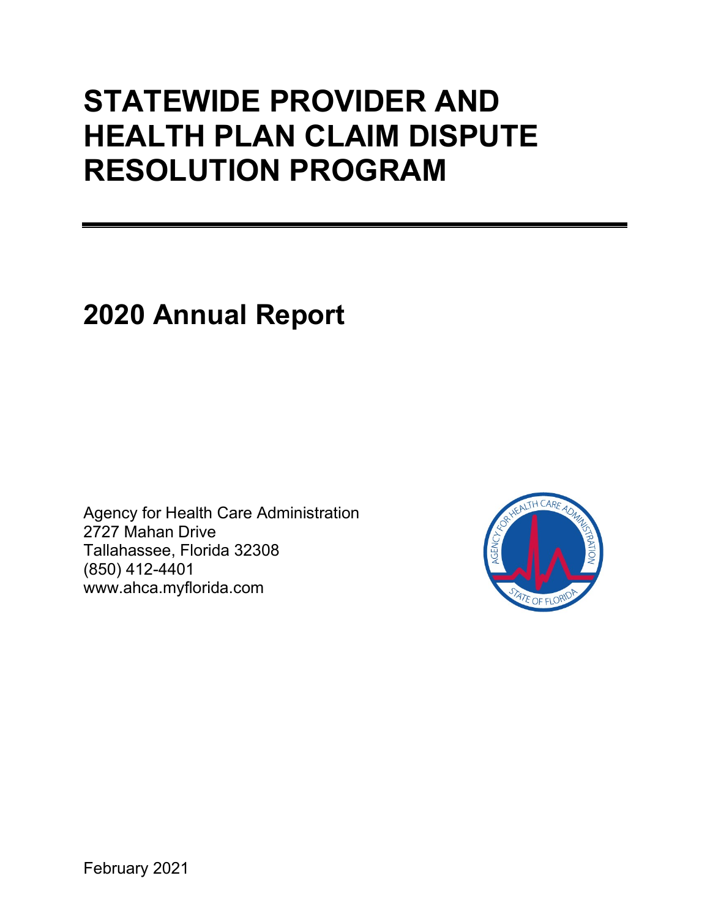# STATEWIDE PROVIDER AND HEALTH PLAN CLAIM DISPUTE RESOLUTION PROGRAM

## 2020 Annual Report

Agency for Health Care Administration
2727 Mahan Drive
Tallahassee, Florida 32308
(850) 412-4401
www.ahca.myflorida.com

February 2021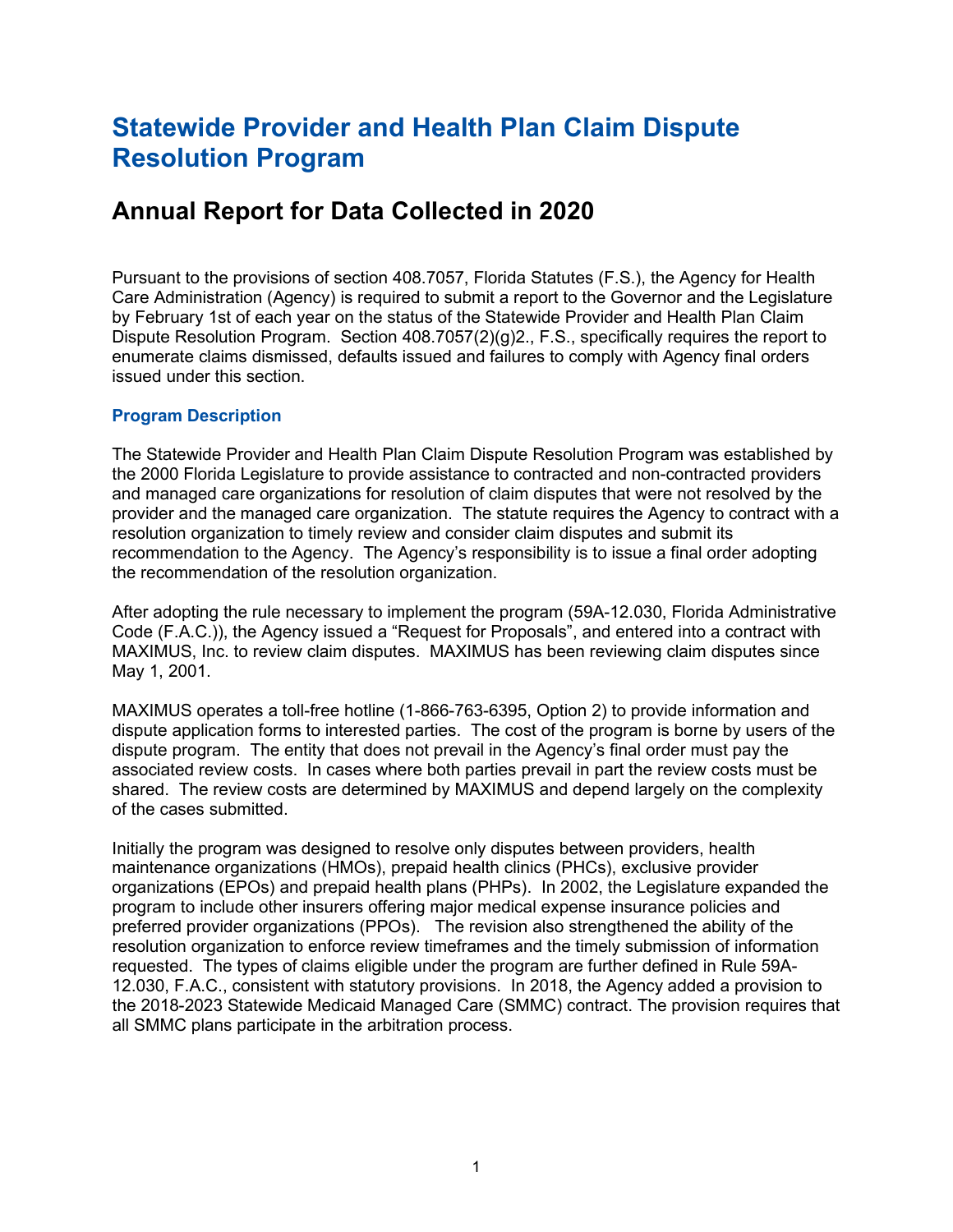# Statewide Provider and Health Plan Claim Dispute Resolution Program

## Annual Report for Data Collected in 2020

Pursuant to the provisions of section 408.7057, Florida Statutes (F.S.), the Agency for Health Care Administration (Agency) is required to submit a report to the Governor and the Legislature by February 1st of each year on the status of the Statewide Provider and Health Plan Claim Dispute Resolution Program. Section 408.7057(2)(g)2., F.S., specifically requires the report to enumerate claims dismissed, defaults issued and failures to comply with Agency final orders issued under this section.

### Program Description

The Statewide Provider and Health Plan Claim Dispute Resolution Program was established by the 2000 Florida Legislature to provide assistance to contracted and non-contracted providers and managed care organizations for resolution of claim disputes that were not resolved by the provider and the managed care organization. The statute requires the Agency to contract with a resolution organization to timely review and consider claim disputes and submit its recommendation to the Agency. The Agency's responsibility is to issue a final order adopting the recommendation of the resolution organization.

After adopting the rule necessary to implement the program (59A-12.030, Florida Administrative Code (F.A.C.)), the Agency issued a "Request for Proposals", and entered into a contract with MAXIMUS, Inc. to review claim disputes. MAXIMUS has been reviewing claim disputes since May 1, 2001.

MAXIMUS operates a toll-free hotline (1-866-763-6395, Option 2) to provide information and dispute application forms to interested parties. The cost of the program is borne by users of the dispute program. The entity that does not prevail in the Agency's final order must pay the associated review costs. In cases where both parties prevail in part the review costs must be shared. The review costs are determined by MAXIMUS and depend largely on the complexity of the cases submitted.

Initially the program was designed to resolve only disputes between providers, health maintenance organizations (HMOs), prepaid health clinics (PHCs), exclusive provider organizations (EPOs) and prepaid health plans (PHPs). In 2002, the Legislature expanded the program to include other insurers offering major medical expense insurance policies and preferred provider organizations (PPOs). The revision also strengthened the ability of the resolution organization to enforce review timeframes and the timely submission of information requested. The types of claims eligible under the program are further defined in Rule 59A-12.030, F.A.C., consistent with statutory provisions. In 2018, the Agency added a provision to the 2018-2023 Statewide Medicaid Managed Care (SMMC) contract. The provision requires that all SMMC plans participate in the arbitration process.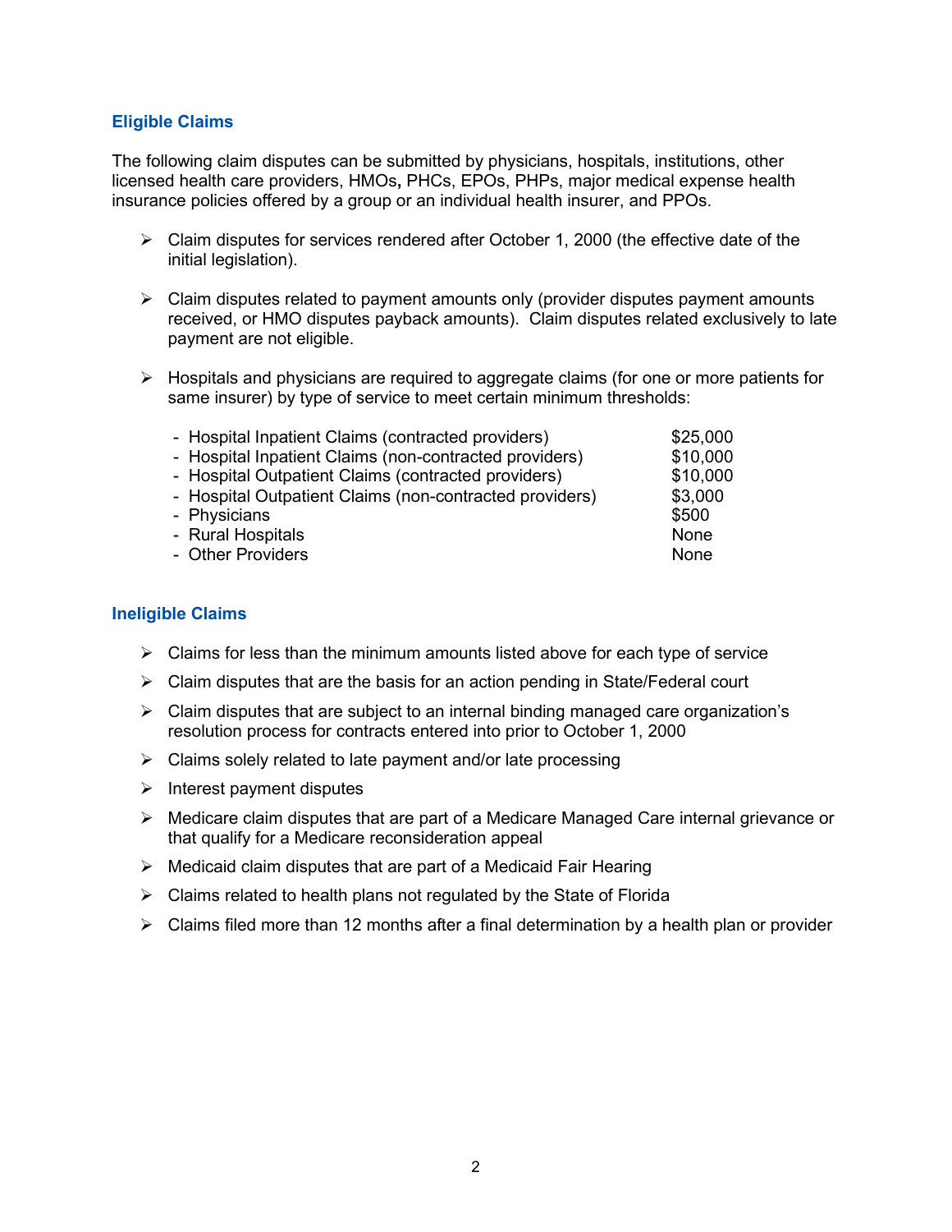## Eligible Claims

The following claim disputes can be submitted by physicians, hospitals, institutions, other licensed health care providers, HMOs**,** PHCs, EPOs, PHPs, major medical expense health insurance policies offered by a group or an individual health insurer, and PPOs.

- Claim disputes for services rendered after October 1, 2000 (the effective date of the initial legislation).
- Claim disputes related to payment amounts only (provider disputes payment amounts received, or HMO disputes payback amounts). Claim disputes related exclusively to late payment are not eligible.
- Hospitals and physicians are required to aggregate claims (for one or more patients for same insurer) by type of service to meet certain minimum thresholds:

| | |
|---|---|
| - Hospital Inpatient Claims (contracted providers) | $25,000 |
| - Hospital Inpatient Claims (non-contracted providers) | $10,000 |
| - Hospital Outpatient Claims (contracted providers) | $10,000 |
| - Hospital Outpatient Claims (non-contracted providers) | $3,000 |
| - Physicians | $500 |
| - Rural Hospitals | None |
| - Other Providers | None |

## Ineligible Claims

- Claims for less than the minimum amounts listed above for each type of service
- Claim disputes that are the basis for an action pending in State/Federal court
- Claim disputes that are subject to an internal binding managed care organization's resolution process for contracts entered into prior to October 1, 2000
- Claims solely related to late payment and/or late processing
- Interest payment disputes
- Medicare claim disputes that are part of a Medicare Managed Care internal grievance or that qualify for a Medicare reconsideration appeal
- Medicaid claim disputes that are part of a Medicaid Fair Hearing
- Claims related to health plans not regulated by the State of Florida
- Claims filed more than 12 months after a final determination by a health plan or provider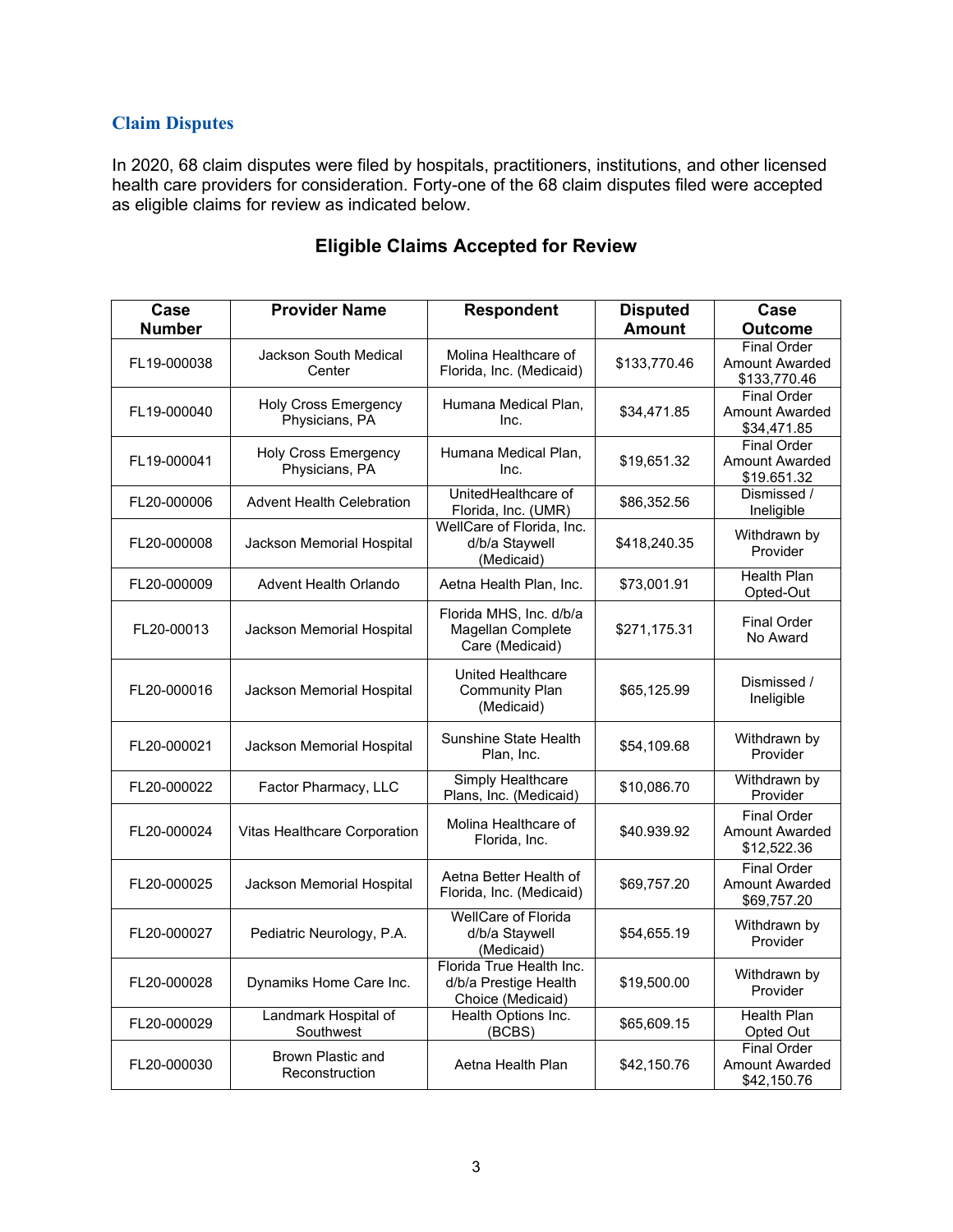## Claim Disputes

In 2020, 68 claim disputes were filed by hospitals, practitioners, institutions, and other licensed health care providers for consideration. Forty-one of the 68 claim disputes filed were accepted as eligible claims for review as indicated below.

### Eligible Claims Accepted for Review

| Case Number | Provider Name | Respondent | Disputed Amount | Case Outcome |
|---|---|---|---|---|
| FL19-000038 | Jackson South Medical Center | Molina Healthcare of Florida, Inc. (Medicaid) | $133,770.46 | Final Order Amount Awarded $133,770.46 |
| FL19-000040 | Holy Cross Emergency Physicians, PA | Humana Medical Plan, Inc. | $34,471.85 | Final Order Amount Awarded $34,471.85 |
| FL19-000041 | Holy Cross Emergency Physicians, PA | Humana Medical Plan, Inc. | $19,651.32 | Final Order Amount Awarded $19.651.32 |
| FL20-000006 | Advent Health Celebration | UnitedHealthcare of Florida, Inc. (UMR) | $86,352.56 | Dismissed / Ineligible |
| FL20-000008 | Jackson Memorial Hospital | WellCare of Florida, Inc. d/b/a Staywell (Medicaid) | $418,240.35 | Withdrawn by Provider |
| FL20-000009 | Advent Health Orlando | Aetna Health Plan, Inc. | $73,001.91 | Health Plan Opted-Out |
| FL20-00013 | Jackson Memorial Hospital | Florida MHS, Inc. d/b/a Magellan Complete Care (Medicaid) | $271,175.31 | Final Order No Award |
| FL20-000016 | Jackson Memorial Hospital | United Healthcare Community Plan (Medicaid) | $65,125.99 | Dismissed / Ineligible |
| FL20-000021 | Jackson Memorial Hospital | Sunshine State Health Plan, Inc. | $54,109.68 | Withdrawn by Provider |
| FL20-000022 | Factor Pharmacy, LLC | Simply Healthcare Plans, Inc. (Medicaid) | $10,086.70 | Withdrawn by Provider |
| FL20-000024 | Vitas Healthcare Corporation | Molina Healthcare of Florida, Inc. | $40.939.92 | Final Order Amount Awarded $12,522.36 |
| FL20-000025 | Jackson Memorial Hospital | Aetna Better Health of Florida, Inc. (Medicaid) | $69,757.20 | Final Order Amount Awarded $69,757.20 |
| FL20-000027 | Pediatric Neurology, P.A. | WellCare of Florida d/b/a Staywell (Medicaid) | $54,655.19 | Withdrawn by Provider |
| FL20-000028 | Dynamiks Home Care Inc. | Florida True Health Inc. d/b/a Prestige Health Choice (Medicaid) | $19,500.00 | Withdrawn by Provider |
| FL20-000029 | Landmark Hospital of Southwest | Health Options Inc. (BCBS) | $65,609.15 | Health Plan Opted Out |
| FL20-000030 | Brown Plastic and Reconstruction | Aetna Health Plan | $42,150.76 | Final Order Amount Awarded $42,150.76 |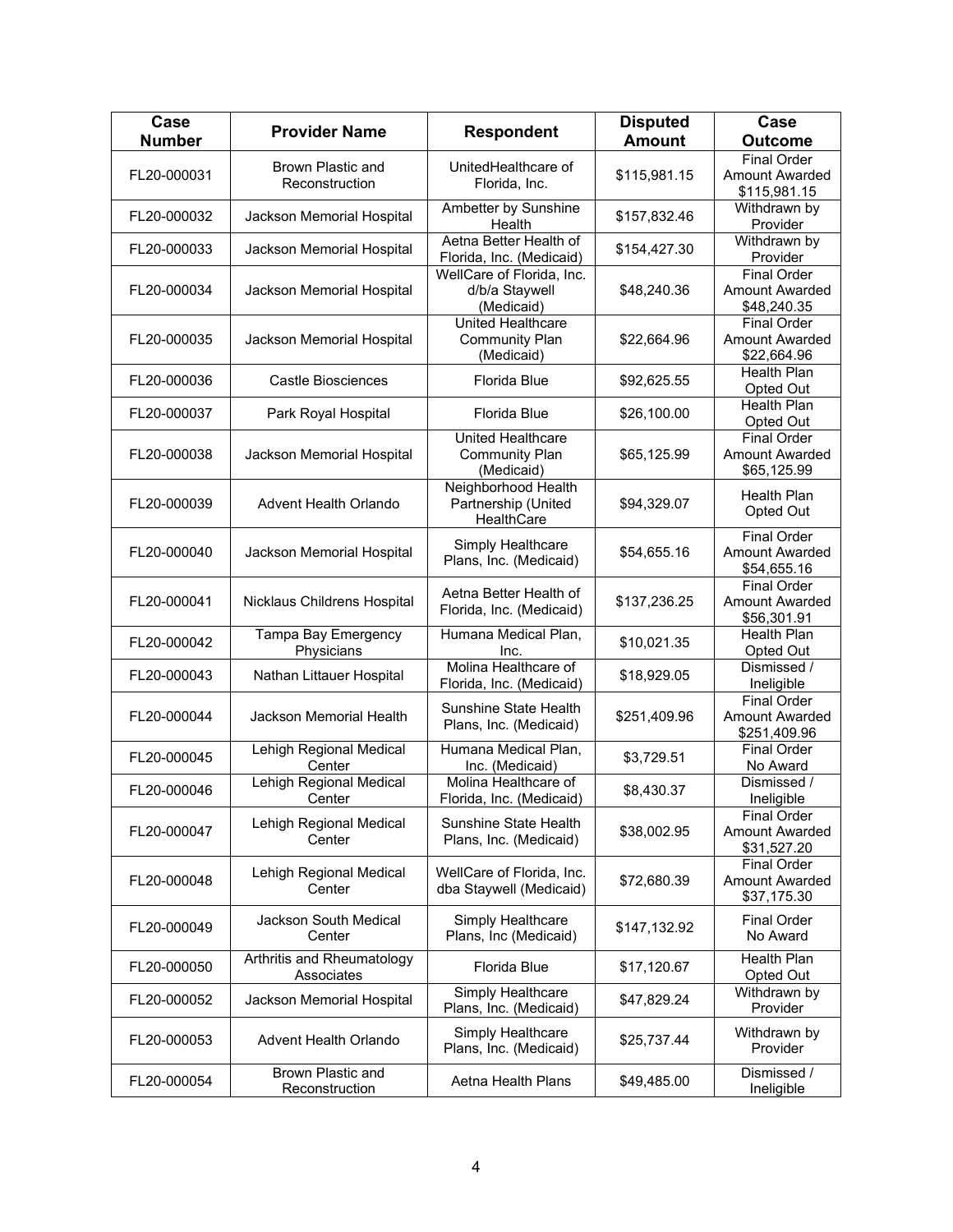| Case Number | Provider Name | Respondent | Disputed Amount | Case Outcome |
|---|---|---|---|---|
| FL20-000031 | Brown Plastic and Reconstruction | UnitedHealthcare of Florida, Inc. | $115,981.15 | Final Order Amount Awarded $115,981.15 |
| FL20-000032 | Jackson Memorial Hospital | Ambetter by Sunshine Health | $157,832.46 | Withdrawn by Provider |
| FL20-000033 | Jackson Memorial Hospital | Aetna Better Health of Florida, Inc. (Medicaid) | $154,427.30 | Withdrawn by Provider |
| FL20-000034 | Jackson Memorial Hospital | WellCare of Florida, Inc. d/b/a Staywell (Medicaid) | $48,240.36 | Final Order Amount Awarded $48,240.35 |
| FL20-000035 | Jackson Memorial Hospital | United Healthcare Community Plan (Medicaid) | $22,664.96 | Final Order Amount Awarded $22,664.96 |
| FL20-000036 | Castle Biosciences | Florida Blue | $92,625.55 | Health Plan Opted Out |
| FL20-000037 | Park Royal Hospital | Florida Blue | $26,100.00 | Health Plan Opted Out |
| FL20-000038 | Jackson Memorial Hospital | United Healthcare Community Plan (Medicaid) | $65,125.99 | Final Order Amount Awarded $65,125.99 |
| FL20-000039 | Advent Health Orlando | Neighborhood Health Partnership (United HealthCare | $94,329.07 | Health Plan Opted Out |
| FL20-000040 | Jackson Memorial Hospital | Simply Healthcare Plans, Inc. (Medicaid) | $54,655.16 | Final Order Amount Awarded $54,655.16 |
| FL20-000041 | Nicklaus Childrens Hospital | Aetna Better Health of Florida, Inc. (Medicaid) | $137,236.25 | Final Order Amount Awarded $56,301.91 |
| FL20-000042 | Tampa Bay Emergency Physicians | Humana Medical Plan, Inc. | $10,021.35 | Health Plan Opted Out |
| FL20-000043 | Nathan Littauer Hospital | Molina Healthcare of Florida, Inc. (Medicaid) | $18,929.05 | Dismissed / Ineligible |
| FL20-000044 | Jackson Memorial Health | Sunshine State Health Plans, Inc. (Medicaid) | $251,409.96 | Final Order Amount Awarded $251,409.96 |
| FL20-000045 | Lehigh Regional Medical Center | Humana Medical Plan, Inc. (Medicaid) | $3,729.51 | Final Order No Award |
| FL20-000046 | Lehigh Regional Medical Center | Molina Healthcare of Florida, Inc. (Medicaid) | $8,430.37 | Dismissed / Ineligible |
| FL20-000047 | Lehigh Regional Medical Center | Sunshine State Health Plans, Inc. (Medicaid) | $38,002.95 | Final Order Amount Awarded $31,527.20 |
| FL20-000048 | Lehigh Regional Medical Center | WellCare of Florida, Inc. dba Staywell (Medicaid) | $72,680.39 | Final Order Amount Awarded $37,175.30 |
| FL20-000049 | Jackson South Medical Center | Simply Healthcare Plans, Inc (Medicaid) | $147,132.92 | Final Order No Award |
| FL20-000050 | Arthritis and Rheumatology Associates | Florida Blue | $17,120.67 | Health Plan Opted Out |
| FL20-000052 | Jackson Memorial Hospital | Simply Healthcare Plans, Inc. (Medicaid) | $47,829.24 | Withdrawn by Provider |
| FL20-000053 | Advent Health Orlando | Simply Healthcare Plans, Inc. (Medicaid) | $25,737.44 | Withdrawn by Provider |
| FL20-000054 | Brown Plastic and Reconstruction | Aetna Health Plans | $49,485.00 | Dismissed / Ineligible |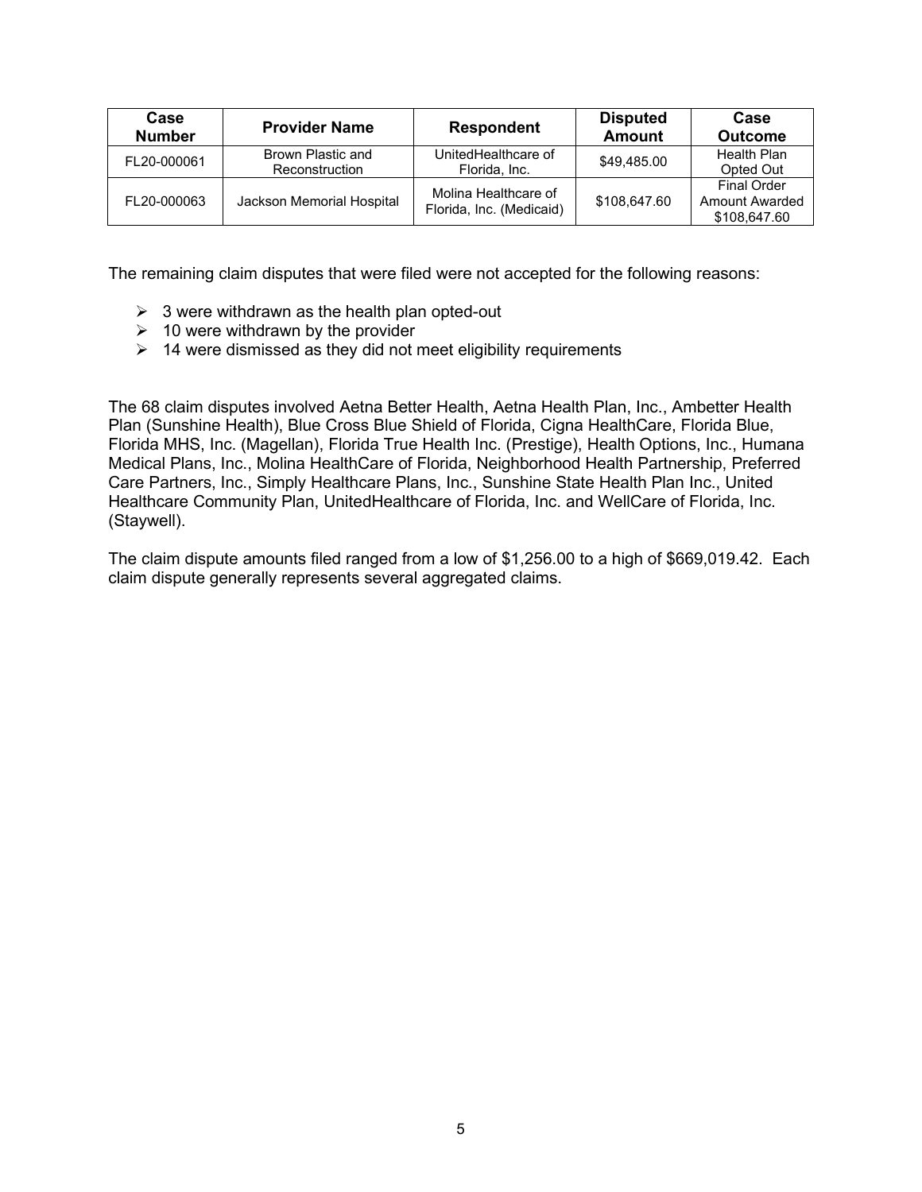| Case Number | Provider Name | Respondent | Disputed Amount | Case Outcome |
|---|---|---|---|---|
| FL20-000061 | Brown Plastic and Reconstruction | UnitedHealthcare of Florida, Inc. | $49,485.00 | Health Plan Opted Out |
| FL20-000063 | Jackson Memorial Hospital | Molina Healthcare of Florida, Inc. (Medicaid) | $108,647.60 | Final Order Amount Awarded $108,647.60 |

The remaining claim disputes that were filed were not accepted for the following reasons:

- 3 were withdrawn as the health plan opted-out
- 10 were withdrawn by the provider
- 14 were dismissed as they did not meet eligibility requirements

The 68 claim disputes involved Aetna Better Health, Aetna Health Plan, Inc., Ambetter Health Plan (Sunshine Health), Blue Cross Blue Shield of Florida, Cigna HealthCare, Florida Blue, Florida MHS, Inc. (Magellan), Florida True Health Inc. (Prestige), Health Options, Inc., Humana Medical Plans, Inc., Molina HealthCare of Florida, Neighborhood Health Partnership, Preferred Care Partners, Inc., Simply Healthcare Plans, Inc., Sunshine State Health Plan Inc., United Healthcare Community Plan, UnitedHealthcare of Florida, Inc. and WellCare of Florida, Inc. (Staywell).

The claim dispute amounts filed ranged from a low of $1,256.00 to a high of $669,019.42. Each claim dispute generally represents several aggregated claims.